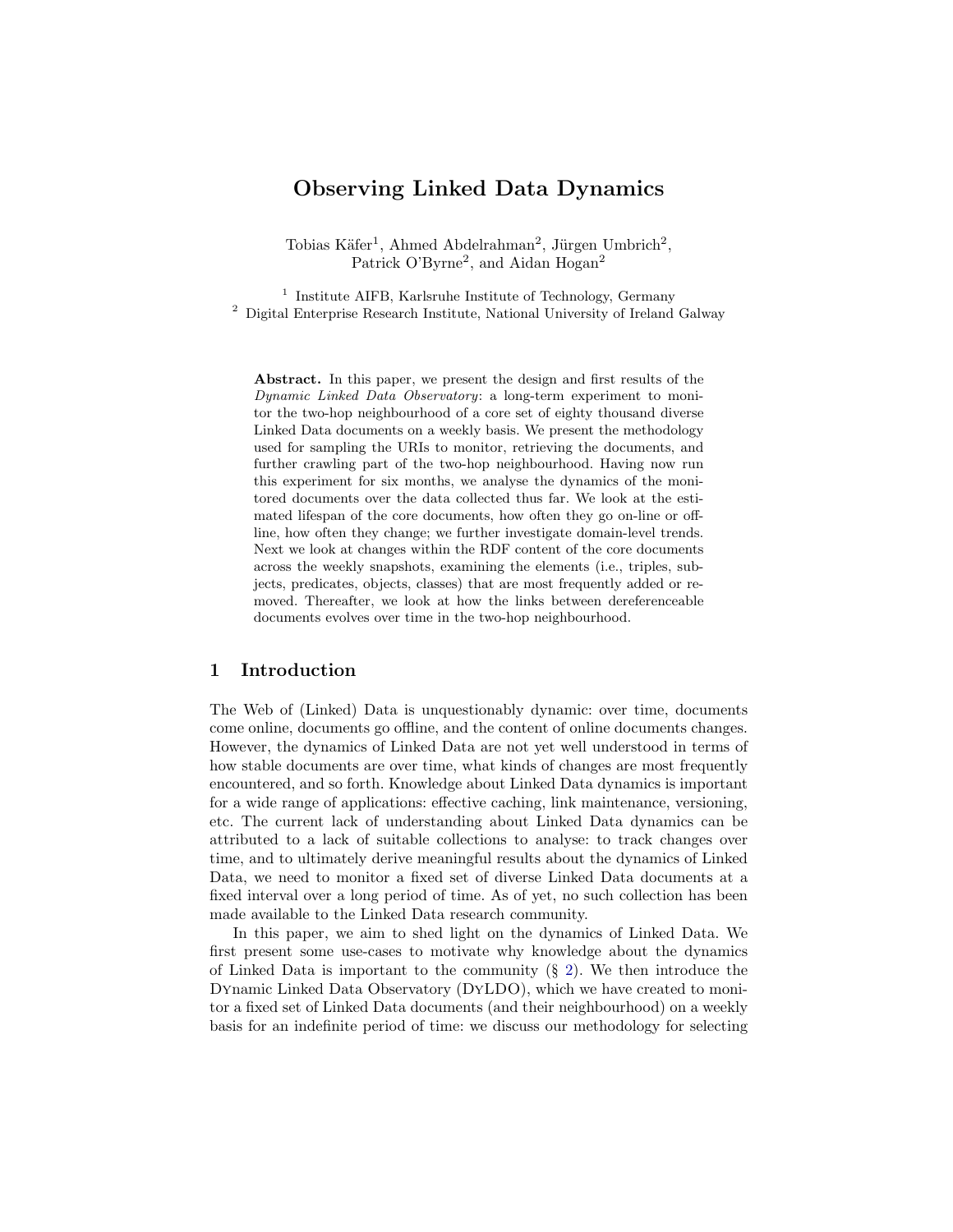# Observing Linked Data Dynamics

Tobias Käfer[1], Ahmed Abdelrahman[2], Jürgen Umbrich[2], Patrick O'Byrne[2], and Aidan Hogan[2]

[1] Institute AIFB, Karlsruhe Institute of Technology, Germany
[2] Digital Enterprise Research Institute, National University of Ireland Galway

**Abstract.** In this paper, we present the design and first results of the *Dynamic Linked Data Observatory*: a long-term experiment to monitor the two-hop neighbourhood of a core set of eighty thousand diverse Linked Data documents on a weekly basis. We present the methodology used for sampling the URIs to monitor, retrieving the documents, and further crawling part of the two-hop neighbourhood. Having now run this experiment for six months, we analyse the dynamics of the monitored documents over the data collected thus far. We look at the estimated lifespan of the core documents, how often they go on-line or offline, how often they change; we further investigate domain-level trends. Next we look at changes within the RDF content of the core documents across the weekly snapshots, examining the elements (i.e., triples, subjects, predicates, objects, classes) that are most frequently added or removed. Thereafter, we look at how the links between dereferenceable documents evolves over time in the two-hop neighbourhood.

## 1 Introduction

The Web of (Linked) Data is unquestionably dynamic: over time, documents come online, documents go offline, and the content of online documents changes. However, the dynamics of Linked Data are not yet well understood in terms of how stable documents are over time, what kinds of changes are most frequently encountered, and so forth. Knowledge about Linked Data dynamics is important for a wide range of applications: effective caching, link maintenance, versioning, etc. The current lack of understanding about Linked Data dynamics can be attributed to a lack of suitable collections to analyse: to track changes over time, and to ultimately derive meaningful results about the dynamics of Linked Data, we need to monitor a fixed set of diverse Linked Data documents at a fixed interval over a long period of time. As of yet, no such collection has been made available to the Linked Data research community.

In this paper, we aim to shed light on the dynamics of Linked Data. We first present some use-cases to motivate why knowledge about the dynamics of Linked Data is important to the community (§ 2). We then introduce the Dynamic Linked Data Observatory (DyLDO), which we have created to monitor a fixed set of Linked Data documents (and their neighbourhood) on a weekly basis for an indefinite period of time: we discuss our methodology for selecting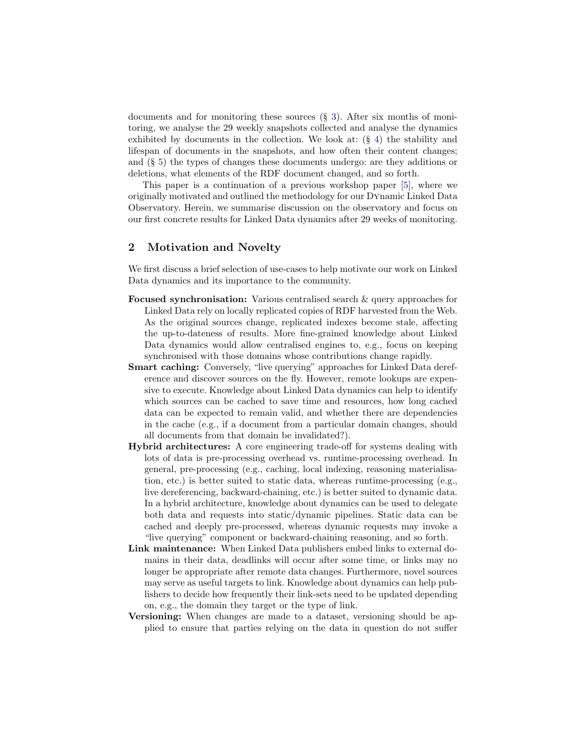documents and for monitoring these sources (§ 3). After six months of monitoring, we analyse the 29 weekly snapshots collected and analyse the dynamics exhibited by documents in the collection. We look at: (§ 4) the stability and lifespan of documents in the snapshots, and how often their content changes; and (§ 5) the types of changes these documents undergo: are they additions or deletions, what elements of the RDF document changed, and so forth.

This paper is a continuation of a previous workshop paper [5], where we originally motivated and outlined the methodology for our Dynamic Linked Data Observatory. Herein, we summarise discussion on the observatory and focus on our first concrete results for Linked Data dynamics after 29 weeks of monitoring.

## 2 Motivation and Novelty

We first discuss a brief selection of use-cases to help motivate our work on Linked Data dynamics and its importance to the community.

**Focused synchronisation:** Various centralised search & query approaches for Linked Data rely on locally replicated copies of RDF harvested from the Web. As the original sources change, replicated indexes become stale, affecting the up-to-dateness of results. More fine-grained knowledge about Linked Data dynamics would allow centralised engines to, e.g., focus on keeping synchronised with those domains whose contributions change rapidly.

**Smart caching:** Conversely, "live querying" approaches for Linked Data dereference and discover sources on the fly. However, remote lookups are expensive to execute. Knowledge about Linked Data dynamics can help to identify which sources can be cached to save time and resources, how long cached data can be expected to remain valid, and whether there are dependencies in the cache (e.g., if a document from a particular domain changes, should all documents from that domain be invalidated?).

**Hybrid architectures:** A core engineering trade-off for systems dealing with lots of data is pre-processing overhead vs. runtime-processing overhead. In general, pre-processing (e.g., caching, local indexing, reasoning materialisation, etc.) is better suited to static data, whereas runtime-processing (e.g., live dereferencing, backward-chaining, etc.) is better suited to dynamic data. In a hybrid architecture, knowledge about dynamics can be used to delegate both data and requests into static/dynamic pipelines. Static data can be cached and deeply pre-processed, whereas dynamic requests may invoke a "live querying" component or backward-chaining reasoning, and so forth.

**Link maintenance:** When Linked Data publishers embed links to external domains in their data, deadlinks will occur after some time, or links may no longer be appropriate after remote data changes. Furthermore, novel sources may serve as useful targets to link. Knowledge about dynamics can help publishers to decide how frequently their link-sets need to be updated depending on, e.g., the domain they target or the type of link.

**Versioning:** When changes are made to a dataset, versioning should be applied to ensure that parties relying on the data in question do not suffer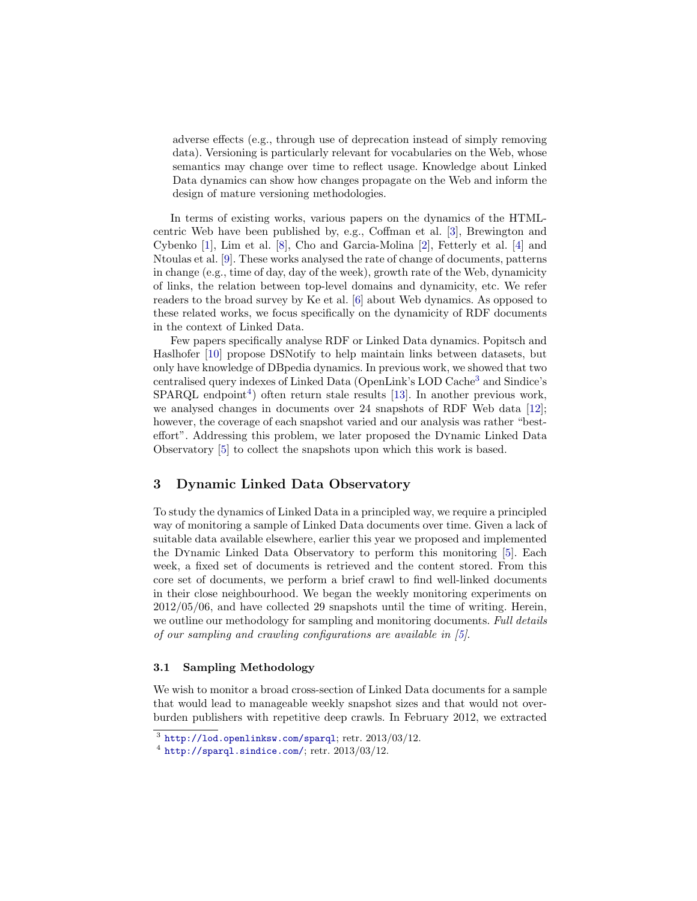adverse effects (e.g., through use of deprecation instead of simply removing data). Versioning is particularly relevant for vocabularies on the Web, whose semantics may change over time to reflect usage. Knowledge about Linked Data dynamics can show how changes propagate on the Web and inform the design of mature versioning methodologies.

In terms of existing works, various papers on the dynamics of the HTML-centric Web have been published by, e.g., Coffman et al. [3], Brewington and Cybenko [1], Lim et al. [8], Cho and Garcia-Molina [2], Fetterly et al. [4] and Ntoulas et al. [9]. These works analysed the rate of change of documents, patterns in change (e.g., time of day, day of the week), growth rate of the Web, dynamicity of links, the relation between top-level domains and dynamicity, etc. We refer readers to the broad survey by Ke et al. [6] about Web dynamics. As opposed to these related works, we focus specifically on the dynamicity of RDF documents in the context of Linked Data.

Few papers specifically analyse RDF or Linked Data dynamics. Popitsch and Haslhofer [10] propose DSNotify to help maintain links between datasets, but only have knowledge of DBpedia dynamics. In previous work, we showed that two centralised query indexes of Linked Data (OpenLink's LOD Cache[3] and Sindice's SPARQL endpoint[4]) often return stale results [13]. In another previous work, we analysed changes in documents over 24 snapshots of RDF Web data [12]; however, the coverage of each snapshot varied and our analysis was rather "best-effort". Addressing this problem, we later proposed the DYnamic Linked Data Observatory [5] to collect the snapshots upon which this work is based.

## 3 Dynamic Linked Data Observatory

To study the dynamics of Linked Data in a principled way, we require a principled way of monitoring a sample of Linked Data documents over time. Given a lack of suitable data available elsewhere, earlier this year we proposed and implemented the DYnamic Linked Data Observatory to perform this monitoring [5]. Each week, a fixed set of documents is retrieved and the content stored. From this core set of documents, we perform a brief crawl to find well-linked documents in their close neighbourhood. We began the weekly monitoring experiments on 2012/05/06, and have collected 29 snapshots until the time of writing. Herein, we outline our methodology for sampling and monitoring documents. *Full details of our sampling and crawling configurations are available in [5].*

### 3.1 Sampling Methodology

We wish to monitor a broad cross-section of Linked Data documents for a sample that would lead to manageable weekly snapshot sizes and that would not over-burden publishers with repetitive deep crawls. In February 2012, we extracted

[3] http://lod.openlinksw.com/sparql; retr. 2013/03/12.

[4] http://sparql.sindice.com/; retr. 2013/03/12.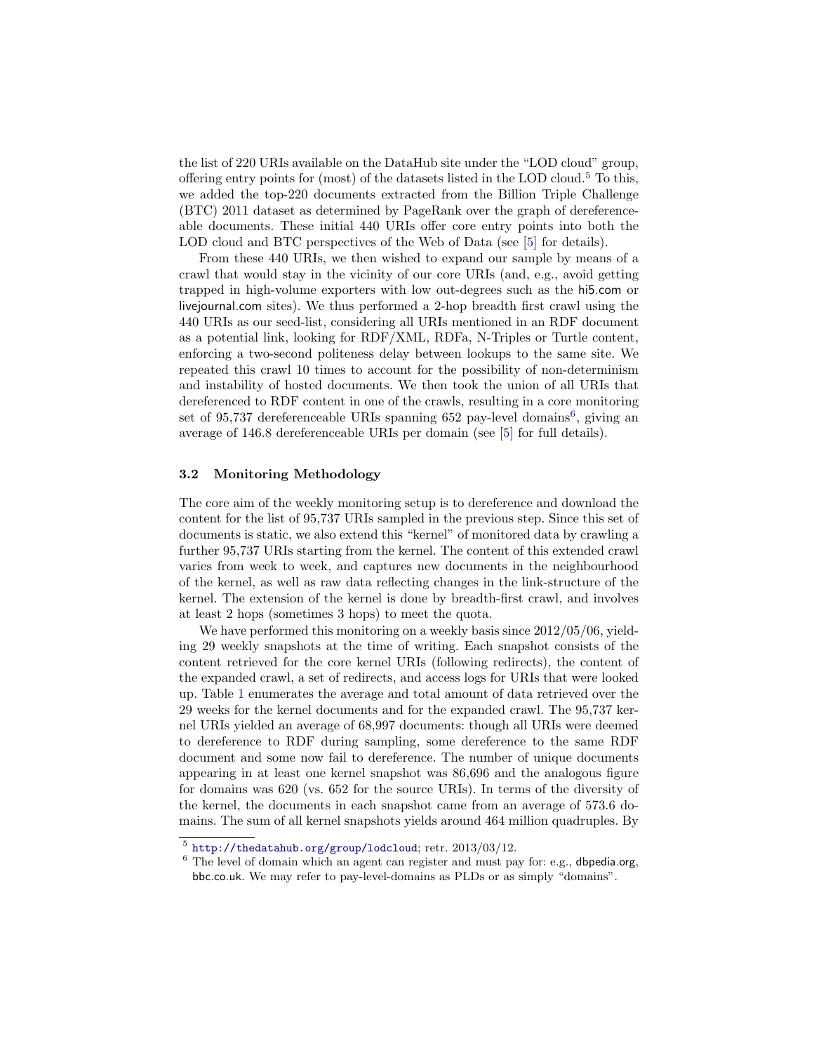the list of 220 URIs available on the DataHub site under the "LOD cloud" group, offering entry points for (most) of the datasets listed in the LOD cloud.[5] To this, we added the top-220 documents extracted from the Billion Triple Challenge (BTC) 2011 dataset as determined by PageRank over the graph of dereferenceable documents. These initial 440 URIs offer core entry points into both the LOD cloud and BTC perspectives of the Web of Data (see [5] for details).

From these 440 URIs, we then wished to expand our sample by means of a crawl that would stay in the vicinity of our core URIs (and, e.g., avoid getting trapped in high-volume exporters with low out-degrees such as the hi5.com or livejournal.com sites). We thus performed a 2-hop breadth first crawl using the 440 URIs as our seed-list, considering all URIs mentioned in an RDF document as a potential link, looking for RDF/XML, RDFa, N-Triples or Turtle content, enforcing a two-second politeness delay between lookups to the same site. We repeated this crawl 10 times to account for the possibility of non-determinism and instability of hosted documents. We then took the union of all URIs that dereferenced to RDF content in one of the crawls, resulting in a core monitoring set of 95,737 dereferenceable URIs spanning 652 pay-level domains[6], giving an average of 146.8 dereferenceable URIs per domain (see [5] for full details).

### 3.2 Monitoring Methodology

The core aim of the weekly monitoring setup is to dereference and download the content for the list of 95,737 URIs sampled in the previous step. Since this set of documents is static, we also extend this "kernel" of monitored data by crawling a further 95,737 URIs starting from the kernel. The content of this extended crawl varies from week to week, and captures new documents in the neighbourhood of the kernel, as well as raw data reflecting changes in the link-structure of the kernel. The extension of the kernel is done by breadth-first crawl, and involves at least 2 hops (sometimes 3 hops) to meet the quota.

We have performed this monitoring on a weekly basis since 2012/05/06, yielding 29 weekly snapshots at the time of writing. Each snapshot consists of the content retrieved for the core kernel URIs (following redirects), the content of the expanded crawl, a set of redirects, and access logs for URIs that were looked up. Table 1 enumerates the average and total amount of data retrieved over the 29 weeks for the kernel documents and for the expanded crawl. The 95,737 kernel URIs yielded an average of 68,997 documents: though all URIs were deemed to dereference to RDF during sampling, some dereference to the same RDF document and some now fail to dereference. The number of unique documents appearing in at least one kernel snapshot was 86,696 and the analogous figure for domains was 620 (vs. 652 for the source URIs). In terms of the diversity of the kernel, the documents in each snapshot came from an average of 573.6 domains. The sum of all kernel snapshots yields around 464 million quadruples. By

[5] http://thedatahub.org/group/lodcloud; retr. 2013/03/12.

[6] The level of domain which an agent can register and must pay for: e.g., dbpedia.org, bbc.co.uk. We may refer to pay-level-domains as PLDs or as simply "domains".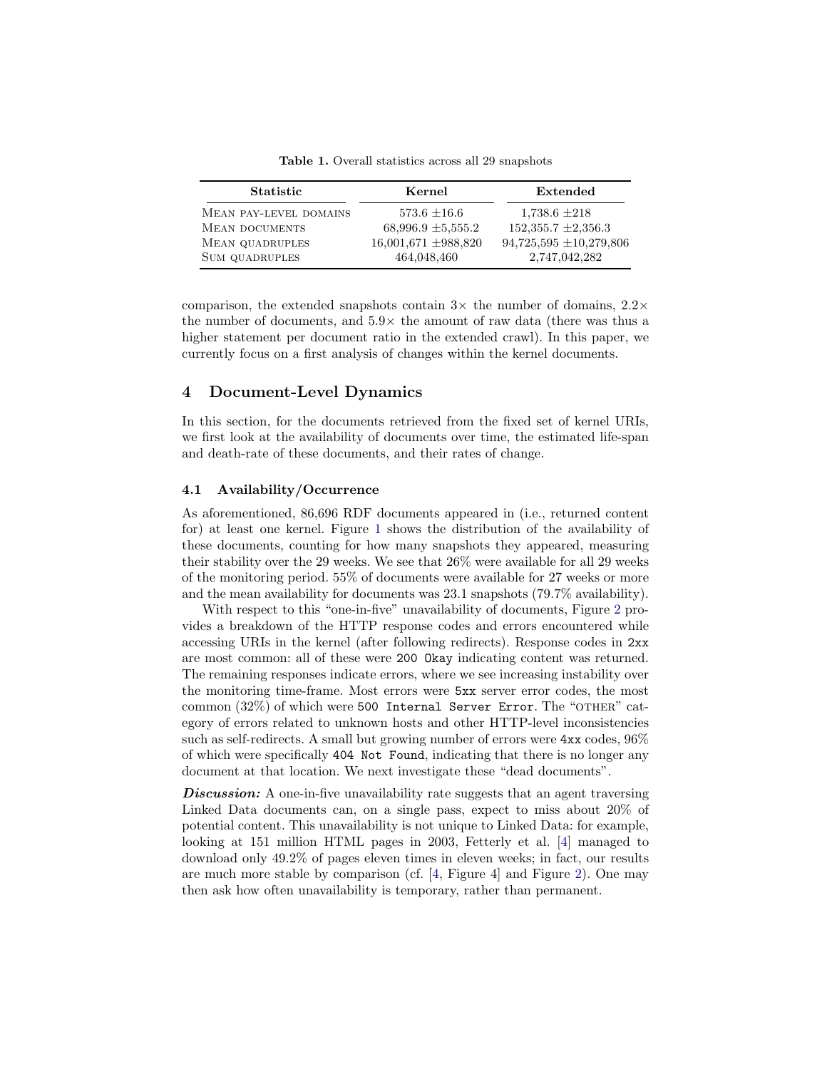Table 1. Overall statistics across all 29 snapshots

| Statistic | Kernel | Extended |
|---|---|---|
| Mean pay-level domains | 573.6 ±16.6 | 1,738.6 ±218 |
| Mean documents | 68,996.9 ±5,555.2 | 152,355.7 ±2,356.3 |
| Mean quadruples | 16,001,671 ±988,820 | 94,725,595 ±10,279,806 |
| Sum quadruples | 464,048,460 | 2,747,042,282 |

comparison, the extended snapshots contain 3× the number of domains, 2.2× the number of documents, and 5.9× the amount of raw data (there was thus a higher statement per document ratio in the extended crawl). In this paper, we currently focus on a first analysis of changes within the kernel documents.

## 4 Document-Level Dynamics

In this section, for the documents retrieved from the fixed set of kernel URIs, we first look at the availability of documents over time, the estimated life-span and death-rate of these documents, and their rates of change.

### 4.1 Availability/Occurrence

As aforementioned, 86,696 RDF documents appeared in (i.e., returned content for) at least one kernel. Figure 1 shows the distribution of the availability of these documents, counting for how many snapshots they appeared, measuring their stability over the 29 weeks. We see that 26% were available for all 29 weeks of the monitoring period. 55% of documents were available for 27 weeks or more and the mean availability for documents was 23.1 snapshots (79.7% availability).

With respect to this "one-in-five" unavailability of documents, Figure 2 provides a breakdown of the HTTP response codes and errors encountered while accessing URIs in the kernel (after following redirects). Response codes in `2xx` are most common: all of these were `200 Okay` indicating content was returned. The remaining responses indicate errors, where we see increasing instability over the monitoring time-frame. Most errors were `5xx` server error codes, the most common (32%) of which were `500 Internal Server Error`. The "other" category of errors related to unknown hosts and other HTTP-level inconsistencies such as self-redirects. A small but growing number of errors were `4xx` codes, 96% of which were specifically `404 Not Found`, indicating that there is no longer any document at that location. We next investigate these "dead documents".

***Discussion:*** A one-in-five unavailability rate suggests that an agent traversing Linked Data documents can, on a single pass, expect to miss about 20% of potential content. This unavailability is not unique to Linked Data: for example, looking at 151 million HTML pages in 2003, Fetterly et al. [4] managed to download only 49.2% of pages eleven times in eleven weeks; in fact, our results are much more stable by comparison (cf. [4, Figure 4] and Figure 2). One may then ask how often unavailability is temporary, rather than permanent.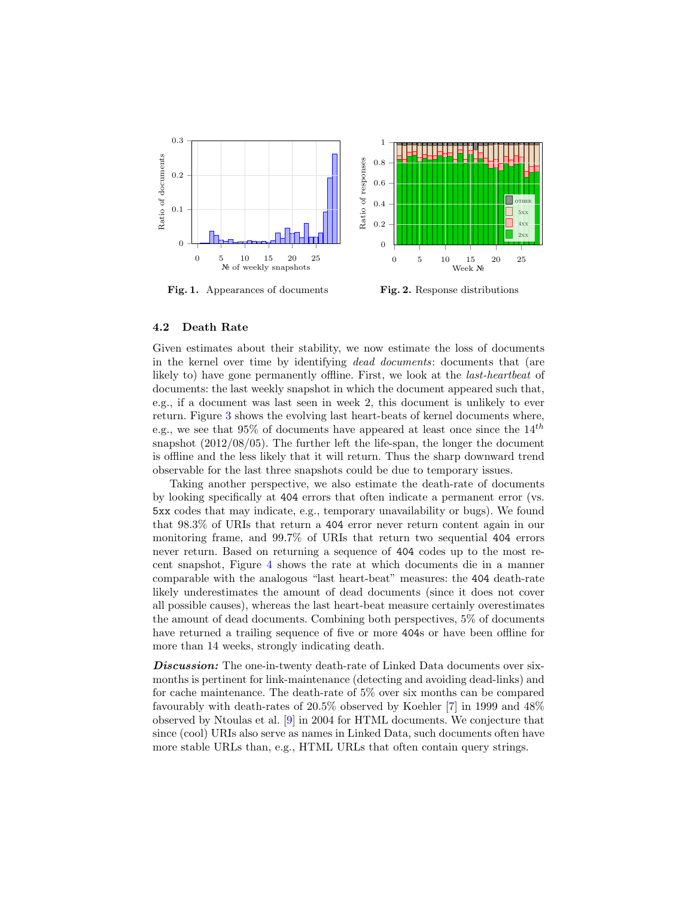Fig. 1. Appearances of documents

Fig. 2. Response distributions

### 4.2 Death Rate

Given estimates about their stability, we now estimate the loss of documents in the kernel over time by identifying *dead documents*: documents that (are likely to) have gone permanently offline. First, we look at the *last-heartbeat* of documents: the last weekly snapshot in which the document appeared such that, e.g., if a document was last seen in week 2, this document is unlikely to ever return. Figure 3 shows the evolving last heart-beats of kernel documents where, e.g., we see that 95% of documents have appeared at least once since the $14^{th}$ snapshot (2012/08/05). The further left the life-span, the longer the document is offline and the less likely that it will return. Thus the sharp downward trend observable for the last three snapshots could be due to temporary issues.

Taking another perspective, we also estimate the death-rate of documents by looking specifically at `404` errors that often indicate a permanent error (vs. `5xx` codes that may indicate, e.g., temporary unavailability or bugs). We found that 98.3% of URIs that return a `404` error never return content again in our monitoring frame, and 99.7% of URIs that return two sequential `404` errors never return. Based on returning a sequence of `404` codes up to the most recent snapshot, Figure 4 shows the rate at which documents die in a manner comparable with the analogous "last heart-beat" measures: the `404` death-rate likely underestimates the amount of dead documents (since it does not cover all possible causes), whereas the last heart-beat measure certainly overestimates the amount of dead documents. Combining both perspectives, 5% of documents have returned a trailing sequence of five or more `404`s or have been offline for more than 14 weeks, strongly indicating death.

***Discussion:*** The one-in-twenty death-rate of Linked Data documents over six-months is pertinent for link-maintenance (detecting and avoiding dead-links) and for cache maintenance. The death-rate of 5% over six months can be compared favourably with death-rates of 20.5% observed by Koehler [7] in 1999 and 48% observed by Ntoulas et al. [9] in 2004 for HTML documents. We conjecture that since (cool) URIs also serve as names in Linked Data, such documents often have more stable URLs than, e.g., HTML URLs that often contain query strings.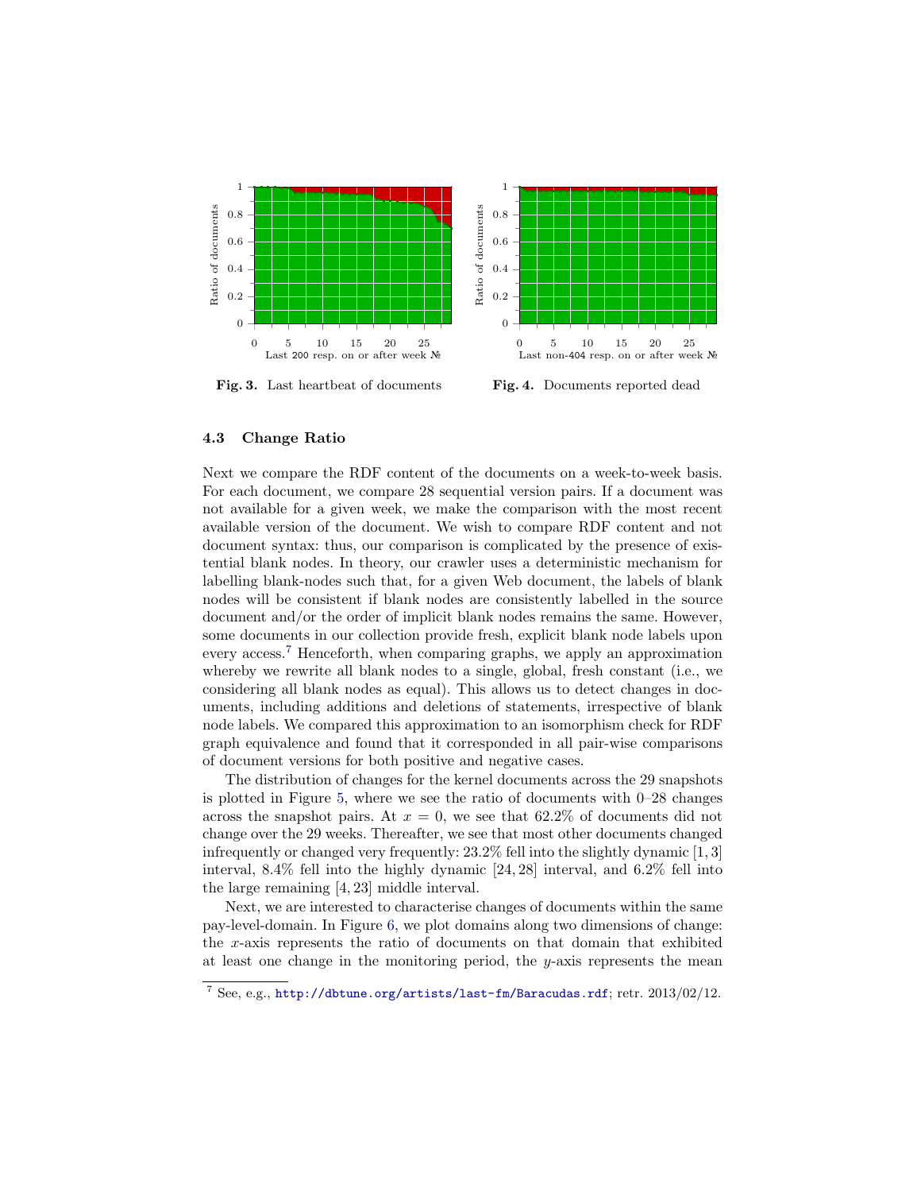Fig. 3. Last heartbeat of documents

Fig. 4. Documents reported dead

### 4.3 Change Ratio

Next we compare the RDF content of the documents on a week-to-week basis. For each document, we compare 28 sequential version pairs. If a document was not available for a given week, we make the comparison with the most recent available version of the document. We wish to compare RDF content and not document syntax: thus, our comparison is complicated by the presence of existential blank nodes. In theory, our crawler uses a deterministic mechanism for labelling blank-nodes such that, for a given Web document, the labels of blank nodes will be consistent if blank nodes are consistently labelled in the source document and/or the order of implicit blank nodes remains the same. However, some documents in our collection provide fresh, explicit blank node labels upon every access.[7] Henceforth, when comparing graphs, we apply an approximation whereby we rewrite all blank nodes to a single, global, fresh constant (i.e., we considering all blank nodes as equal). This allows us to detect changes in documents, including additions and deletions of statements, irrespective of blank node labels. We compared this approximation to an isomorphism check for RDF graph equivalence and found that it corresponded in all pair-wise comparisons of document versions for both positive and negative cases.

The distribution of changes for the kernel documents across the 29 snapshots is plotted in Figure 5, where we see the ratio of documents with 0–28 changes across the snapshot pairs. At $x = 0$, we see that 62.2% of documents did not change over the 29 weeks. Thereafter, we see that most other documents changed infrequently or changed very frequently: 23.2% fell into the slightly dynamic $[1, 3]$ interval, 8.4% fell into the highly dynamic $[24, 28]$ interval, and 6.2% fell into the large remaining $[4, 23]$ middle interval.

Next, we are interested to characterise changes of documents within the same pay-level-domain. In Figure 6, we plot domains along two dimensions of change: the $x$-axis represents the ratio of documents on that domain that exhibited at least one change in the monitoring period, the $y$-axis represents the mean

[7] See, e.g., http://dbtune.org/artists/last-fm/Baracudas.rdf; retr. 2013/02/12.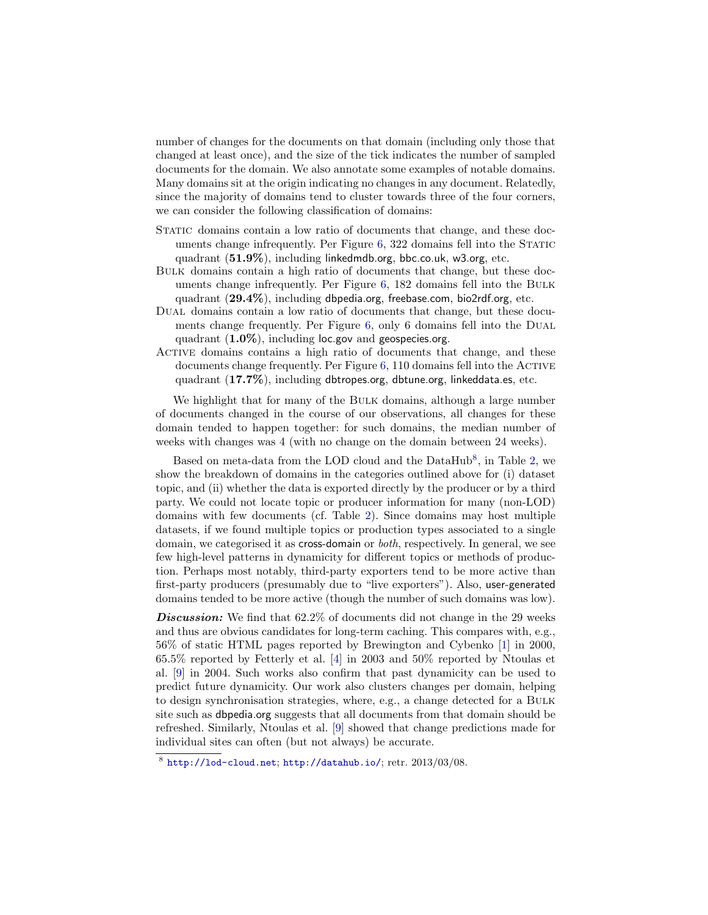number of changes for the documents on that domain (including only those that changed at least once), and the size of the tick indicates the number of sampled documents for the domain. We also annotate some examples of notable domains. Many domains sit at the origin indicating no changes in any document. Relatedly, since the majority of domains tend to cluster towards three of the four corners, we can consider the following classification of domains:

- STATIC domains contain a low ratio of documents that change, and these documents change infrequently. Per Figure 6, 322 domains fell into the STATIC quadrant (**51.9%**), including linkedmdb.org, bbc.co.uk, w3.org, etc.
- BULK domains contain a high ratio of documents that change, but these documents change infrequently. Per Figure 6, 182 domains fell into the BULK quadrant (**29.4%**), including dbpedia.org, freebase.com, bio2rdf.org, etc.
- DUAL domains contain a low ratio of documents that change, but these documents change frequently. Per Figure 6, only 6 domains fell into the DUAL quadrant (**1.0%**), including loc.gov and geospecies.org.
- ACTIVE domains contains a high ratio of documents that change, and these documents change frequently. Per Figure 6, 110 domains fell into the ACTIVE quadrant (**17.7%**), including dbtropes.org, dbtune.org, linkeddata.es, etc.

We highlight that for many of the BULK domains, although a large number of documents changed in the course of our observations, all changes for these domain tended to happen together: for such domains, the median number of weeks with changes was 4 (with no change on the domain between 24 weeks).

Based on meta-data from the LOD cloud and the DataHub[8], in Table 2, we show the breakdown of domains in the categories outlined above for (i) dataset topic, and (ii) whether the data is exported directly by the producer or by a third party. We could not locate topic or producer information for many (non-LOD) domains with few documents (cf. Table 2). Since domains may host multiple datasets, if we found multiple topics or production types associated to a single domain, we categorised it as cross-domain or *both*, respectively. In general, we see few high-level patterns in dynamicity for different topics or methods of production. Perhaps most notably, third-party exporters tend to be more active than first-party producers (presumably due to "live exporters"). Also, user-generated domains tended to be more active (though the number of such domains was low).

***Discussion:*** We find that 62.2% of documents did not change in the 29 weeks and thus are obvious candidates for long-term caching. This compares with, e.g., 56% of static HTML pages reported by Brewington and Cybenko [1] in 2000, 65.5% reported by Fetterly et al. [4] in 2003 and 50% reported by Ntoulas et al. [9] in 2004. Such works also confirm that past dynamicity can be used to predict future dynamicity. Our work also clusters changes per domain, helping to design synchronisation strategies, where, e.g., a change detected for a BULK site such as dbpedia.org suggests that all documents from that domain should be refreshed. Similarly, Ntoulas et al. [9] showed that change predictions made for individual sites can often (but not always) be accurate.

[8] http://lod-cloud.net; http://datahub.io/; retr. 2013/03/08.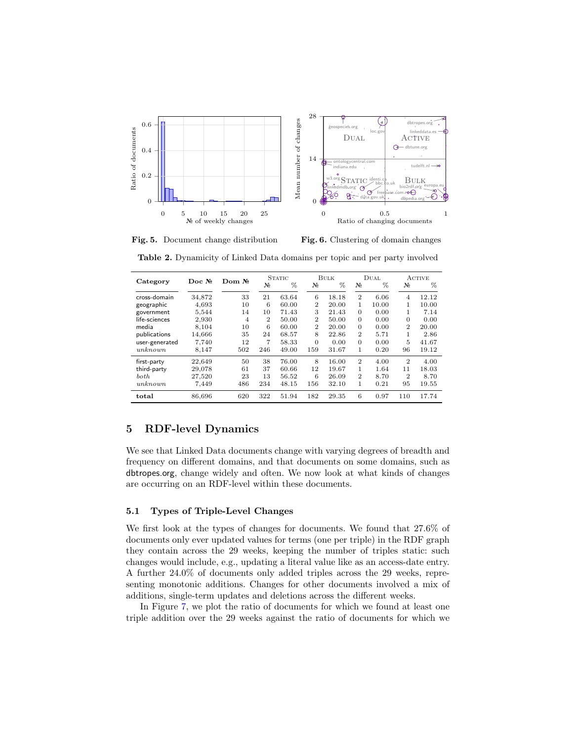Fig. 5. Document change distribution

Fig. 6. Clustering of domain changes

**Table 2.** Dynamicity of Linked Data domains per topic and per party involved

| Category | Doc № | Dom № | Static № | Static % | Bulk № | Bulk % | Dual № | Dual % | Active № | Active % |
|---|---|---|---|---|---|---|---|---|---|---|
| cross-domain | 34,872 | 33 | 21 | 63.64 | 6 | 18.18 | 2 | 6.06 | 4 | 12.12 |
| geographic | 4,693 | 10 | 6 | 60.00 | 2 | 20.00 | 1 | 10.00 | 1 | 10.00 |
| government | 5,544 | 14 | 10 | 71.43 | 3 | 21.43 | 0 | 0.00 | 1 | 7.14 |
| life-sciences | 2,930 | 4 | 2 | 50.00 | 2 | 50.00 | 0 | 0.00 | 0 | 0.00 |
| media | 8,104 | 10 | 6 | 60.00 | 2 | 20.00 | 0 | 0.00 | 2 | 20.00 |
| publications | 14,666 | 35 | 24 | 68.57 | 8 | 22.86 | 2 | 5.71 | 1 | 2.86 |
| user-generated | 7,740 | 12 | 7 | 58.33 | 0 | 0.00 | 0 | 0.00 | 5 | 41.67 |
| *unknown* | 8,147 | 502 | 246 | 49.00 | 159 | 31.67 | 1 | 0.20 | 96 | 19.12 |
| first-party | 22,649 | 50 | 38 | 76.00 | 8 | 16.00 | 2 | 4.00 | 2 | 4.00 |
| third-party | 29,078 | 61 | 37 | 60.66 | 12 | 19.67 | 1 | 1.64 | 11 | 18.03 |
| *both* | 27,520 | 23 | 13 | 56.52 | 6 | 26.09 | 2 | 8.70 | 2 | 8.70 |
| *unknown* | 7,449 | 486 | 234 | 48.15 | 156 | 32.10 | 1 | 0.21 | 95 | 19.55 |
| **total** | 86,696 | 620 | 322 | 51.94 | 182 | 29.35 | 6 | 0.97 | 110 | 17.74 |

## 5 RDF-level Dynamics

We see that Linked Data documents change with varying degrees of breadth and frequency on different domains, and that documents on some domains, such as dbtropes.org, change widely and often. We now look at what kinds of changes are occurring on an RDF-level within these documents.

### 5.1 Types of Triple-Level Changes

We first look at the types of changes for documents. We found that 27.6% of documents only ever updated values for terms (one per triple) in the RDF graph they contain across the 29 weeks, keeping the number of triples static: such changes would include, e.g., updating a literal value like as an access-date entry. A further 24.0% of documents only added triples across the 29 weeks, representing monotonic additions. Changes for other documents involved a mix of additions, single-term updates and deletions across the different weeks.

In Figure 7, we plot the ratio of documents for which we found at least one triple addition over the 29 weeks against the ratio of documents for which we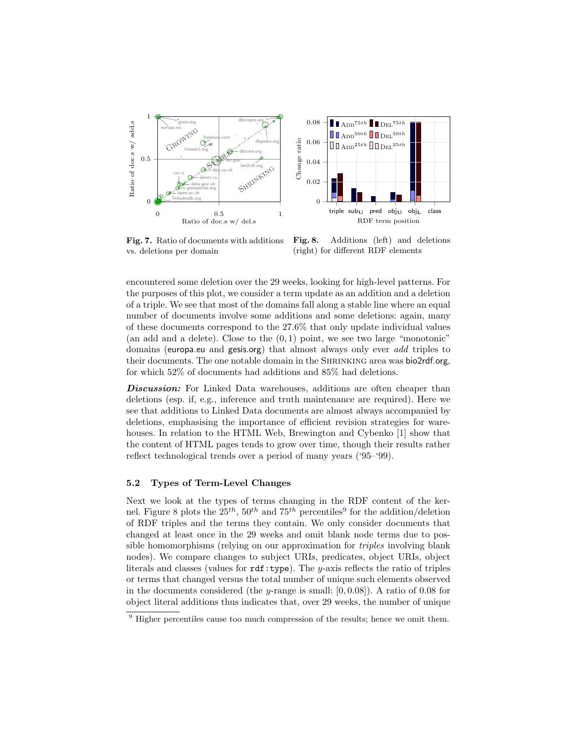**Fig. 7.** Ratio of documents with additions vs. deletions per domain

**Fig. 8.** Additions (left) and deletions (right) for different RDF elements

encountered some deletion over the 29 weeks, looking for high-level patterns. For the purposes of this plot, we consider a term update as an addition and a deletion of a triple. We see that most of the domains fall along a stable line where an equal number of documents involve some additions and some deletions: again, many of these documents correspond to the 27.6% that only update individual values (an add and a delete). Close to the $(0, 1)$ point, we see two large "monotonic" domains (europa.eu and gesis.org) that almost always only ever *add* triples to their documents. The one notable domain in the SHRINKING area was bio2rdf.org, for which 52% of documents had additions and 85% had deletions.

***Discussion:*** For Linked Data warehouses, additions are often cheaper than deletions (esp. if, e.g., inference and truth maintenance are required). Here we see that additions to Linked Data documents are almost always accompanied by deletions, emphasising the importance of efficient revision strategies for warehouses. In relation to the HTML Web, Brewington and Cybenko [1] show that the content of HTML pages tends to grow over time, though their results rather reflect technological trends over a period of many years ('95–'99).

### 5.2 Types of Term-Level Changes

Next we look at the types of terms changing in the RDF content of the kernel. Figure 8 plots the $25^{th}$, $50^{th}$ and $75^{th}$ percentiles[9] for the addition/deletion of RDF triples and the terms they contain. We only consider documents that changed at least once in the 29 weeks and omit blank node terms due to possible homomorphisms (relying on our approximation for *triples* involving blank nodes). We compare changes to subject URIs, predicates, object URIs, object literals and classes (values for `rdf:type`). The $y$-axis reflects the ratio of triples or terms that changed versus the total number of unique such elements observed in the documents considered (the $y$-range is small: $[0, 0.08]$). A ratio of 0.08 for object literal additions thus indicates that, over 29 weeks, the number of unique

[9] Higher percentiles cause too much compression of the results; hence we omit them.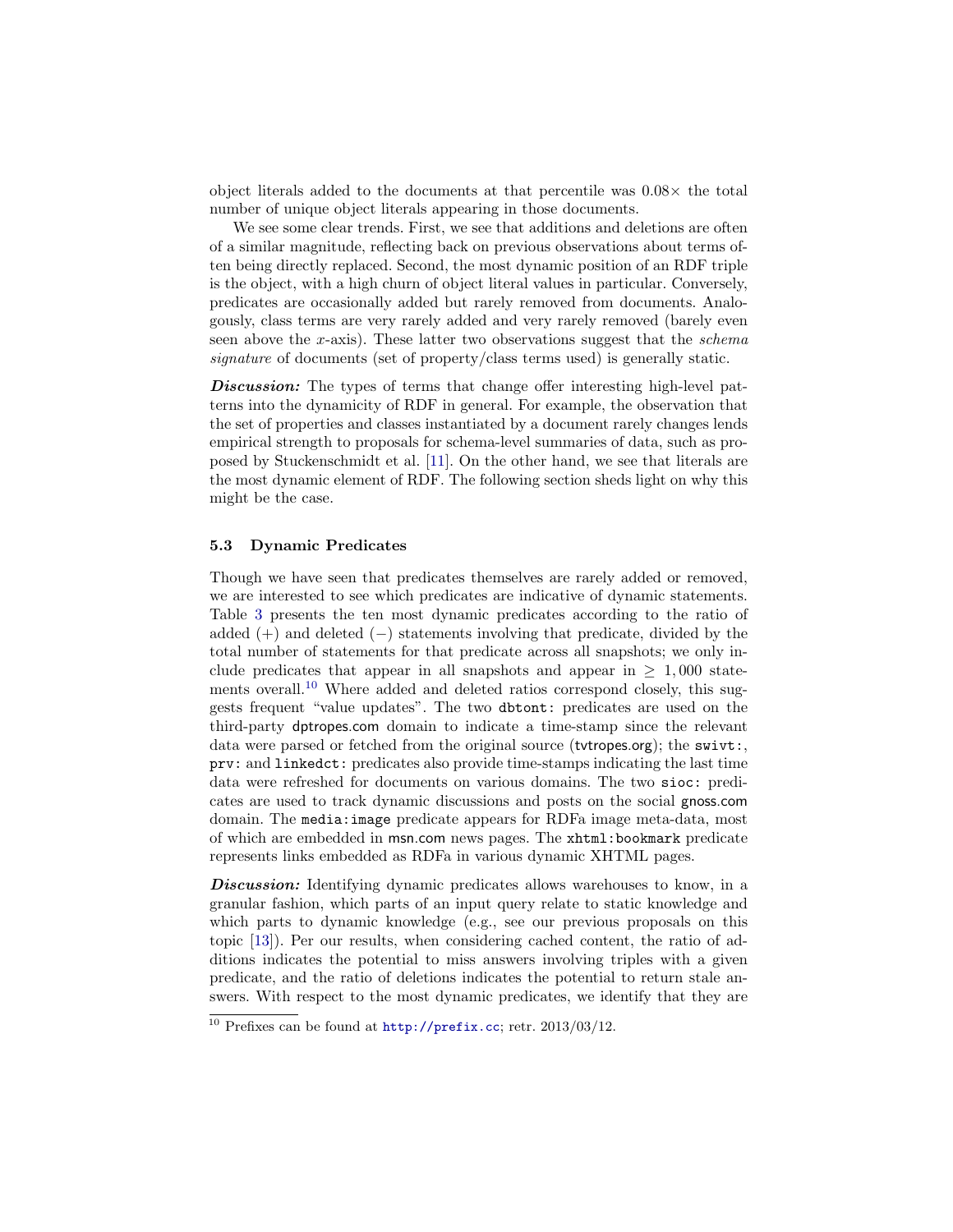object literals added to the documents at that percentile was 0.08× the total number of unique object literals appearing in those documents.

We see some clear trends. First, we see that additions and deletions are often of a similar magnitude, reflecting back on previous observations about terms often being directly replaced. Second, the most dynamic position of an RDF triple is the object, with a high churn of object literal values in particular. Conversely, predicates are occasionally added but rarely removed from documents. Analogously, class terms are very rarely added and very rarely removed (barely even seen above the $x$-axis). These latter two observations suggest that the *schema signature* of documents (set of property/class terms used) is generally static.

***Discussion:*** The types of terms that change offer interesting high-level patterns into the dynamicity of RDF in general. For example, the observation that the set of properties and classes instantiated by a document rarely changes lends empirical strength to proposals for schema-level summaries of data, such as proposed by Stuckenschmidt et al. [11]. On the other hand, we see that literals are the most dynamic element of RDF. The following section sheds light on why this might be the case.

### 5.3 Dynamic Predicates

Though we have seen that predicates themselves are rarely added or removed, we are interested to see which predicates are indicative of dynamic statements. Table 3 presents the ten most dynamic predicates according to the ratio of added (+) and deleted (−) statements involving that predicate, divided by the total number of statements for that predicate across all snapshots; we only include predicates that appear in all snapshots and appear in $\geq 1,000$ statements overall.[10] Where added and deleted ratios correspond closely, this suggests frequent "value updates". The two `dbtont:` predicates are used on the third-party dptropes.com domain to indicate a time-stamp since the relevant data were parsed or fetched from the original source (tvtropes.org); the `swivt:`, `prv:` and `linkedct:` predicates also provide time-stamps indicating the last time data were refreshed for documents on various domains. The two `sioc:` predicates are used to track dynamic discussions and posts on the social gnoss.com domain. The `media:image` predicate appears for RDFa image meta-data, most of which are embedded in msn.com news pages. The `xhtml:bookmark` predicate represents links embedded as RDFa in various dynamic XHTML pages.

***Discussion:*** Identifying dynamic predicates allows warehouses to know, in a granular fashion, which parts of an input query relate to static knowledge and which parts to dynamic knowledge (e.g., see our previous proposals on this topic [13]). Per our results, when considering cached content, the ratio of additions indicates the potential to miss answers involving triples with a given predicate, and the ratio of deletions indicates the potential to return stale answers. With respect to the most dynamic predicates, we identify that they are

[10] Prefixes can be found at http://prefix.cc; retr. 2013/03/12.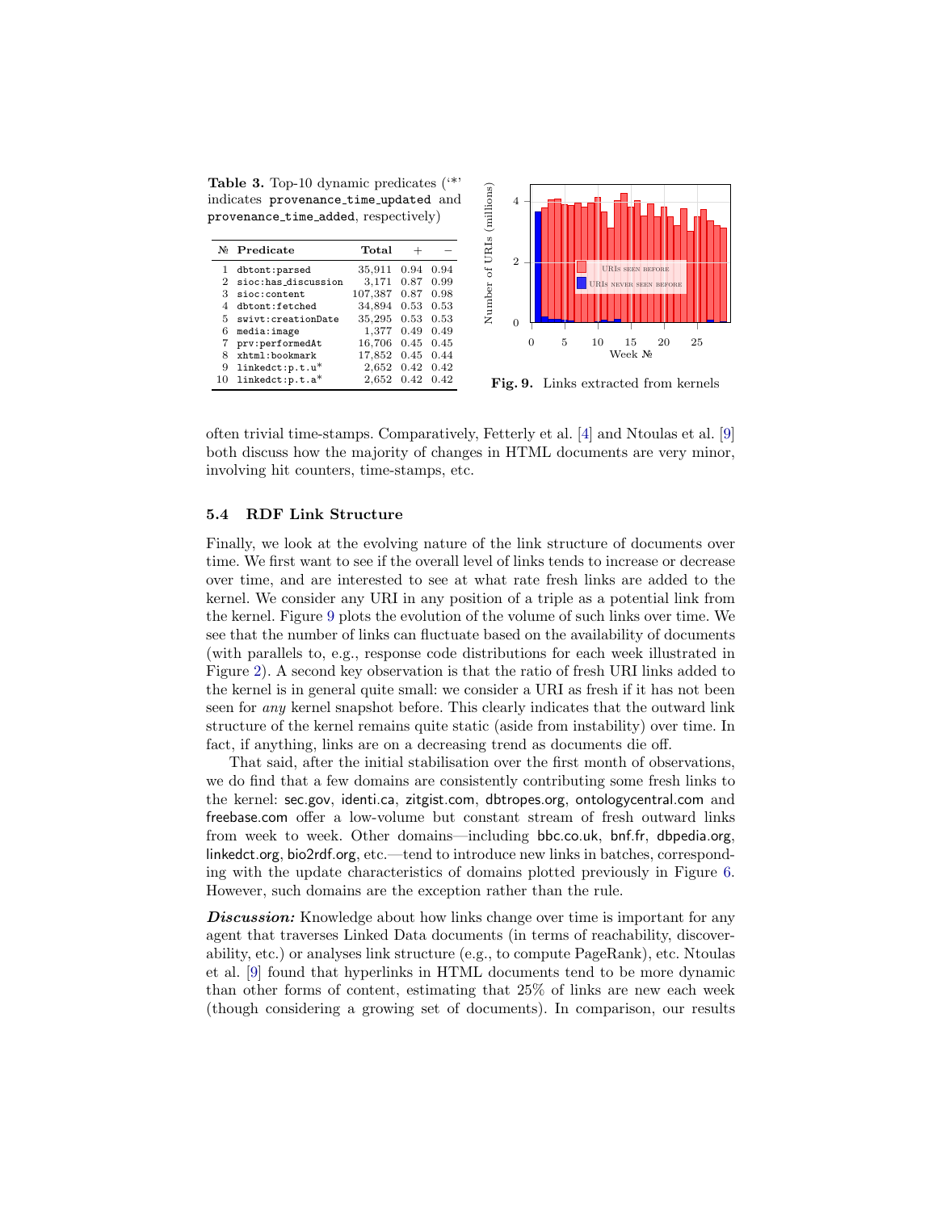**Table 3.** Top-10 dynamic predicates ('*' indicates provenance_time_updated and provenance_time_added, respectively)

| № | Predicate | Total | + | − |
|---|---|---|---|---|
| 1 | dbtont:parsed | 35,911 | 0.94 | 0.94 |
| 2 | sioc:has_discussion | 3,171 | 0.87 | 0.99 |
| 3 | sioc:content | 107,387 | 0.87 | 0.98 |
| 4 | dbtont:fetched | 34,894 | 0.53 | 0.53 |
| 5 | swivt:creationDate | 35,295 | 0.53 | 0.53 |
| 6 | media:image | 1,377 | 0.49 | 0.49 |
| 7 | prv:performedAt | 16,706 | 0.45 | 0.45 |
| 8 | xhtml:bookmark | 17,852 | 0.45 | 0.44 |
| 9 | linkedct:p.t.u* | 2,652 | 0.42 | 0.42 |
| 10 | linkedct:p.t.a* | 2,652 | 0.42 | 0.42 |

**Fig. 9.** Links extracted from kernels

often trivial time-stamps. Comparatively, Fetterly et al. [4] and Ntoulas et al. [9] both discuss how the majority of changes in HTML documents are very minor, involving hit counters, time-stamps, etc.

### 5.4 RDF Link Structure

Finally, we look at the evolving nature of the link structure of documents over time. We first want to see if the overall level of links tends to increase or decrease over time, and are interested to see at what rate fresh links are added to the kernel. We consider any URI in any position of a triple as a potential link from the kernel. Figure 9 plots the evolution of the volume of such links over time. We see that the number of links can fluctuate based on the availability of documents (with parallels to, e.g., response code distributions for each week illustrated in Figure 2). A second key observation is that the ratio of fresh URI links added to the kernel is in general quite small: we consider a URI as fresh if it has not been seen for *any* kernel snapshot before. This clearly indicates that the outward link structure of the kernel remains quite static (aside from instability) over time. In fact, if anything, links are on a decreasing trend as documents die off.

That said, after the initial stabilisation over the first month of observations, we do find that a few domains are consistently contributing some fresh links to the kernel: sec.gov, identi.ca, zitgist.com, dbtropes.org, ontologycentral.com and freebase.com offer a low-volume but constant stream of fresh outward links from week to week. Other domains—including bbc.co.uk, bnf.fr, dbpedia.org, linkedct.org, bio2rdf.org, etc.—tend to introduce new links in batches, corresponding with the update characteristics of domains plotted previously in Figure 6. However, such domains are the exception rather than the rule.

***Discussion:*** Knowledge about how links change over time is important for any agent that traverses Linked Data documents (in terms of reachability, discoverability, etc.) or analyses link structure (e.g., to compute PageRank), etc. Ntoulas et al. [9] found that hyperlinks in HTML documents tend to be more dynamic than other forms of content, estimating that 25% of links are new each week (though considering a growing set of documents). In comparison, our results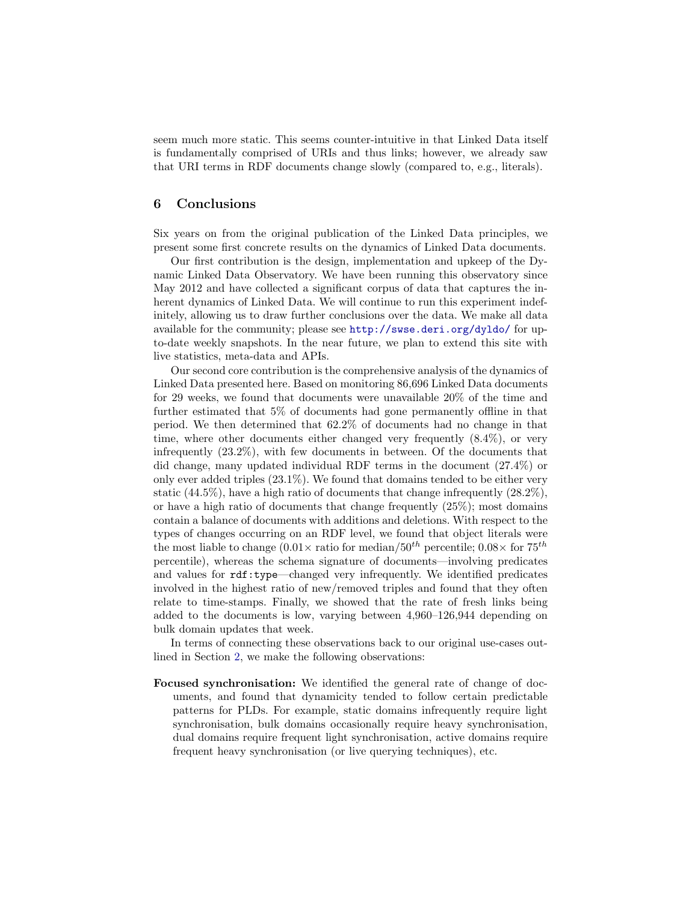seem much more static. This seems counter-intuitive in that Linked Data itself is fundamentally comprised of URIs and thus links; however, we already saw that URI terms in RDF documents change slowly (compared to, e.g., literals).

## 6 Conclusions

Six years on from the original publication of the Linked Data principles, we present some first concrete results on the dynamics of Linked Data documents.

Our first contribution is the design, implementation and upkeep of the Dynamic Linked Data Observatory. We have been running this observatory since May 2012 and have collected a significant corpus of data that captures the inherent dynamics of Linked Data. We will continue to run this experiment indefinitely, allowing us to draw further conclusions over the data. We make all data available for the community; please see http://swse.deri.org/dyldo/ for up-to-date weekly snapshots. In the near future, we plan to extend this site with live statistics, meta-data and APIs.

Our second core contribution is the comprehensive analysis of the dynamics of Linked Data presented here. Based on monitoring 86,696 Linked Data documents for 29 weeks, we found that documents were unavailable 20% of the time and further estimated that 5% of documents had gone permanently offline in that period. We then determined that 62.2% of documents had no change in that time, where other documents either changed very frequently (8.4%), or very infrequently (23.2%), with few documents in between. Of the documents that did change, many updated individual RDF terms in the document (27.4%) or only ever added triples (23.1%). We found that domains tended to be either very static (44.5%), have a high ratio of documents that change infrequently (28.2%), or have a high ratio of documents that change frequently (25%); most domains contain a balance of documents with additions and deletions. With respect to the types of changes occurring on an RDF level, we found that object literals were the most liable to change ($0.01\times$ ratio for median/$50^{th}$ percentile; $0.08\times$ for $75^{th}$ percentile), whereas the schema signature of documents—involving predicates and values for `rdf:type`—changed very infrequently. We identified predicates involved in the highest ratio of new/removed triples and found that they often relate to time-stamps. Finally, we showed that the rate of fresh links being added to the documents is low, varying between 4,960–126,944 depending on bulk domain updates that week.

In terms of connecting these observations back to our original use-cases outlined in Section 2, we make the following observations:

**Focused synchronisation:** We identified the general rate of change of documents, and found that dynamicity tended to follow certain predictable patterns for PLDs. For example, static domains infrequently require light synchronisation, bulk domains occasionally require heavy synchronisation, dual domains require frequent light synchronisation, active domains require frequent heavy synchronisation (or live querying techniques), etc.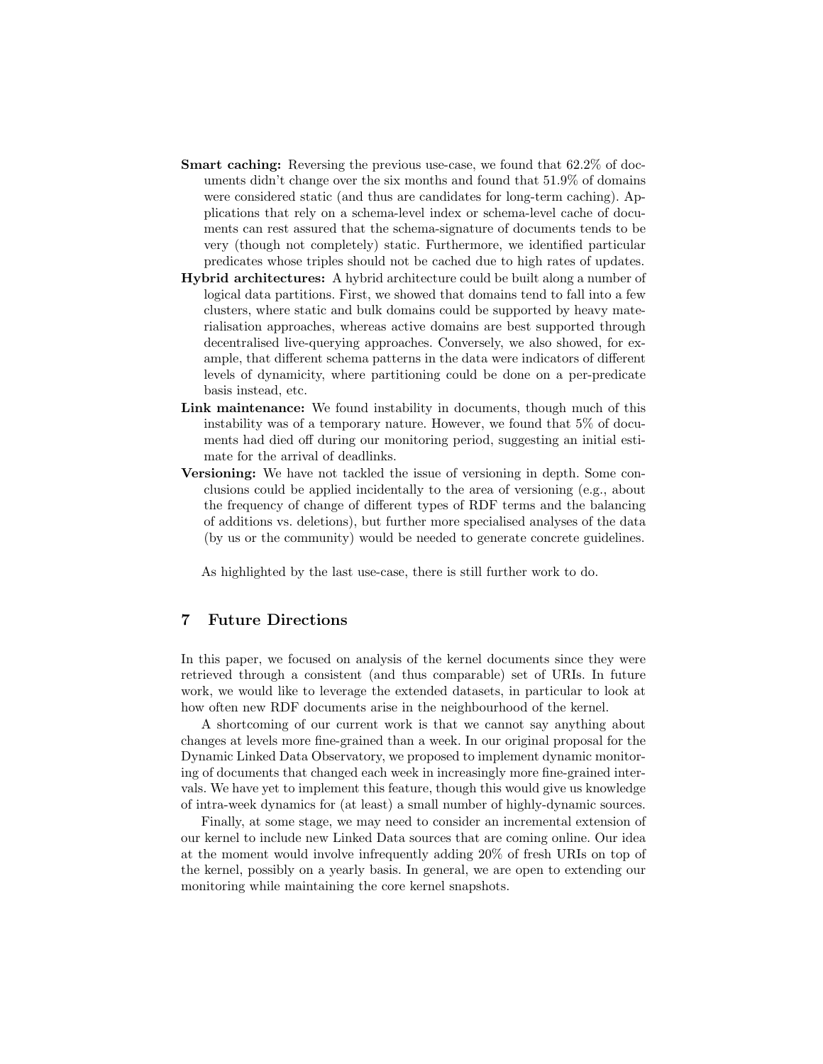- **Smart caching:** Reversing the previous use-case, we found that 62.2% of documents didn't change over the six months and found that 51.9% of domains were considered static (and thus are candidates for long-term caching). Applications that rely on a schema-level index or schema-level cache of documents can rest assured that the schema-signature of documents tends to be very (though not completely) static. Furthermore, we identified particular predicates whose triples should not be cached due to high rates of updates.
- **Hybrid architectures:** A hybrid architecture could be built along a number of logical data partitions. First, we showed that domains tend to fall into a few clusters, where static and bulk domains could be supported by heavy materialisation approaches, whereas active domains are best supported through decentralised live-querying approaches. Conversely, we also showed, for example, that different schema patterns in the data were indicators of different levels of dynamicity, where partitioning could be done on a per-predicate basis instead, etc.
- **Link maintenance:** We found instability in documents, though much of this instability was of a temporary nature. However, we found that 5% of documents had died off during our monitoring period, suggesting an initial estimate for the arrival of deadlinks.
- **Versioning:** We have not tackled the issue of versioning in depth. Some conclusions could be applied incidentally to the area of versioning (e.g., about the frequency of change of different types of RDF terms and the balancing of additions vs. deletions), but further more specialised analyses of the data (by us or the community) would be needed to generate concrete guidelines.

As highlighted by the last use-case, there is still further work to do.

## 7 Future Directions

In this paper, we focused on analysis of the kernel documents since they were retrieved through a consistent (and thus comparable) set of URIs. In future work, we would like to leverage the extended datasets, in particular to look at how often new RDF documents arise in the neighbourhood of the kernel.

A shortcoming of our current work is that we cannot say anything about changes at levels more fine-grained than a week. In our original proposal for the Dynamic Linked Data Observatory, we proposed to implement dynamic monitoring of documents that changed each week in increasingly more fine-grained intervals. We have yet to implement this feature, though this would give us knowledge of intra-week dynamics for (at least) a small number of highly-dynamic sources.

Finally, at some stage, we may need to consider an incremental extension of our kernel to include new Linked Data sources that are coming online. Our idea at the moment would involve infrequently adding 20% of fresh URIs on top of the kernel, possibly on a yearly basis. In general, we are open to extending our monitoring while maintaining the core kernel snapshots.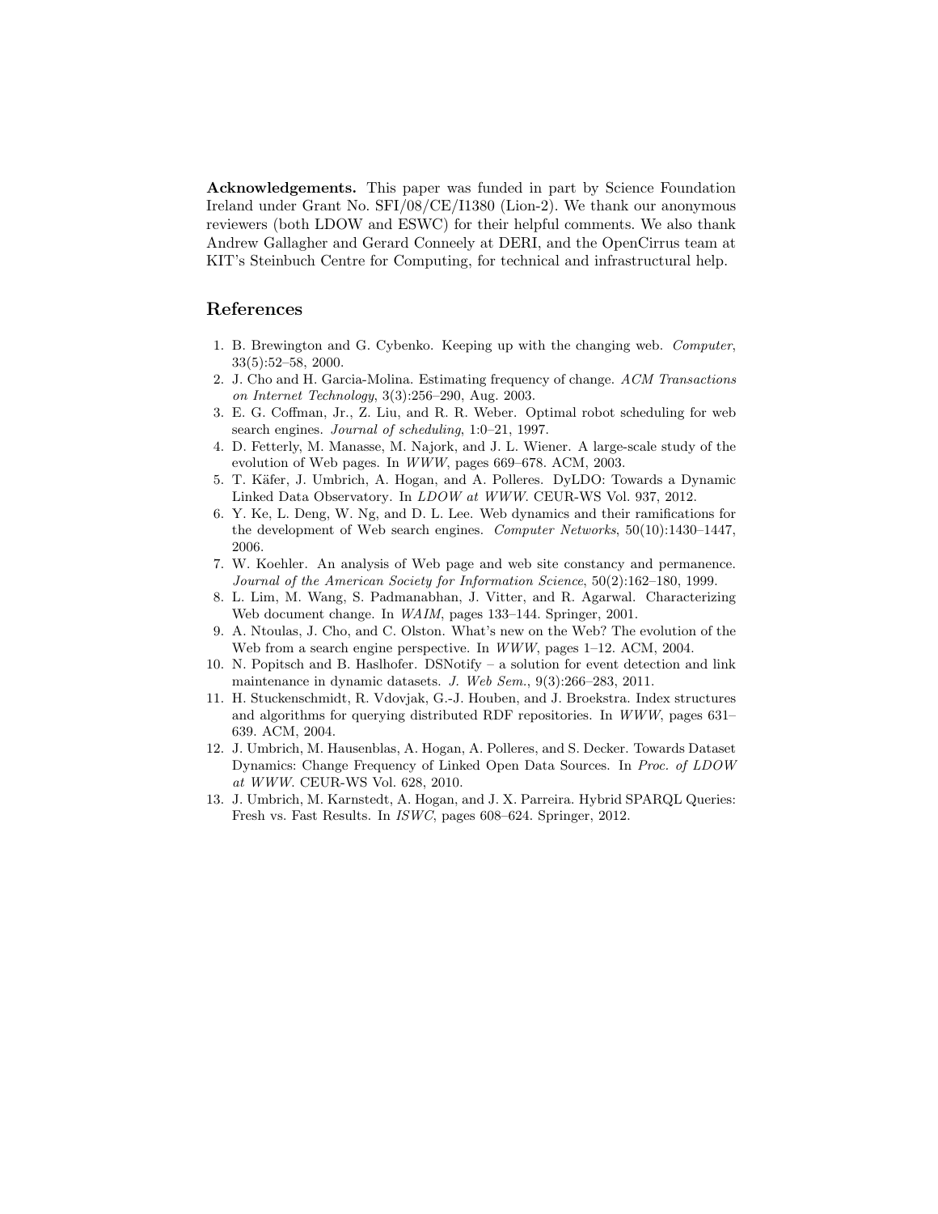**Acknowledgements.** This paper was funded in part by Science Foundation Ireland under Grant No. SFI/08/CE/I1380 (Lion-2). We thank our anonymous reviewers (both LDOW and ESWC) for their helpful comments. We also thank Andrew Gallagher and Gerard Conneely at DERI, and the OpenCirrus team at KIT's Steinbuch Centre for Computing, for technical and infrastructural help.

## References

1. B. Brewington and G. Cybenko. Keeping up with the changing web. *Computer*, 33(5):52–58, 2000.
2. J. Cho and H. Garcia-Molina. Estimating frequency of change. *ACM Transactions on Internet Technology*, 3(3):256–290, Aug. 2003.
3. E. G. Coffman, Jr., Z. Liu, and R. R. Weber. Optimal robot scheduling for web search engines. *Journal of scheduling*, 1:0–21, 1997.
4. D. Fetterly, M. Manasse, M. Najork, and J. L. Wiener. A large-scale study of the evolution of Web pages. In *WWW*, pages 669–678. ACM, 2003.
5. T. Käfer, J. Umbrich, A. Hogan, and A. Polleres. DyLDO: Towards a Dynamic Linked Data Observatory. In *LDOW at WWW*. CEUR-WS Vol. 937, 2012.
6. Y. Ke, L. Deng, W. Ng, and D. L. Lee. Web dynamics and their ramifications for the development of Web search engines. *Computer Networks*, 50(10):1430–1447, 2006.
7. W. Koehler. An analysis of Web page and web site constancy and permanence. *Journal of the American Society for Information Science*, 50(2):162–180, 1999.
8. L. Lim, M. Wang, S. Padmanabhan, J. Vitter, and R. Agarwal. Characterizing Web document change. In *WAIM*, pages 133–144. Springer, 2001.
9. A. Ntoulas, J. Cho, and C. Olston. What's new on the Web? The evolution of the Web from a search engine perspective. In *WWW*, pages 1–12. ACM, 2004.
10. N. Popitsch and B. Haslhofer. DSNotify – a solution for event detection and link maintenance in dynamic datasets. *J. Web Sem.*, 9(3):266–283, 2011.
11. H. Stuckenschmidt, R. Vdovjak, G.-J. Houben, and J. Broekstra. Index structures and algorithms for querying distributed RDF repositories. In *WWW*, pages 631–639. ACM, 2004.
12. J. Umbrich, M. Hausenblas, A. Hogan, A. Polleres, and S. Decker. Towards Dataset Dynamics: Change Frequency of Linked Open Data Sources. In *Proc. of LDOW at WWW*. CEUR-WS Vol. 628, 2010.
13. J. Umbrich, M. Karnstedt, A. Hogan, and J. X. Parreira. Hybrid SPARQL Queries: Fresh vs. Fast Results. In *ISWC*, pages 608–624. Springer, 2012.